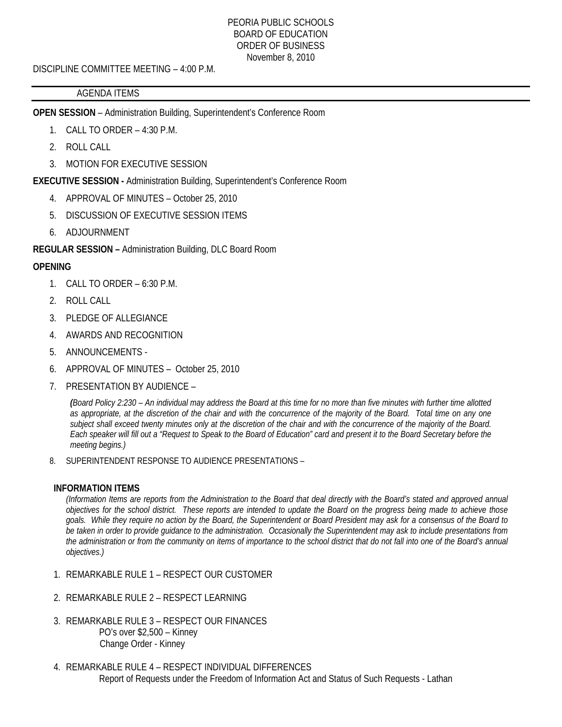PEORIA PUBLIC SCHOOLS
BOARD OF EDUCATION
ORDER OF BUSINESS
November 8, 2010

DISCIPLINE COMMITTEE MEETING – 4:00 P.M.

AGENDA ITEMS

**OPEN SESSION** – Administration Building, Superintendent's Conference Room

1. CALL TO ORDER – 4:30 P.M.
2. ROLL CALL
3. MOTION FOR EXECUTIVE SESSION

**EXECUTIVE SESSION -** Administration Building, Superintendent's Conference Room

4. APPROVAL OF MINUTES – October 25, 2010
5. DISCUSSION OF EXECUTIVE SESSION ITEMS
6. ADJOURNMENT

**REGULAR SESSION –** Administration Building, DLC Board Room

**OPENING**

1. CALL TO ORDER – 6:30 P.M.
2. ROLL CALL
3. PLEDGE OF ALLEGIANCE
4. AWARDS AND RECOGNITION
5. ANNOUNCEMENTS -
6. APPROVAL OF MINUTES – October 25, 2010
7. PRESENTATION BY AUDIENCE –

   *(Board Policy 2:230 – An individual may address the Board at this time for no more than five minutes with further time allotted as appropriate, at the discretion of the chair and with the concurrence of the majority of the Board. Total time on any one subject shall exceed twenty minutes only at the discretion of the chair and with the concurrence of the majority of the Board. Each speaker will fill out a "Request to Speak to the Board of Education" card and present it to the Board Secretary before the meeting begins.)*

8. SUPERINTENDENT RESPONSE TO AUDIENCE PRESENTATIONS –

**INFORMATION ITEMS**

*(Information Items are reports from the Administration to the Board that deal directly with the Board's stated and approved annual objectives for the school district. These reports are intended to update the Board on the progress being made to achieve those goals. While they require no action by the Board, the Superintendent or Board President may ask for a consensus of the Board to be taken in order to provide guidance to the administration. Occasionally the Superintendent may ask to include presentations from the administration or from the community on items of importance to the school district that do not fall into one of the Board's annual objectives.)*

1. REMARKABLE RULE 1 – RESPECT OUR CUSTOMER
2. REMARKABLE RULE 2 – RESPECT LEARNING
3. REMARKABLE RULE 3 – RESPECT OUR FINANCES
   PO's over $2,500 – Kinney
   Change Order - Kinney
4. REMARKABLE RULE 4 – RESPECT INDIVIDUAL DIFFERENCES
   Report of Requests under the Freedom of Information Act and Status of Such Requests - Lathan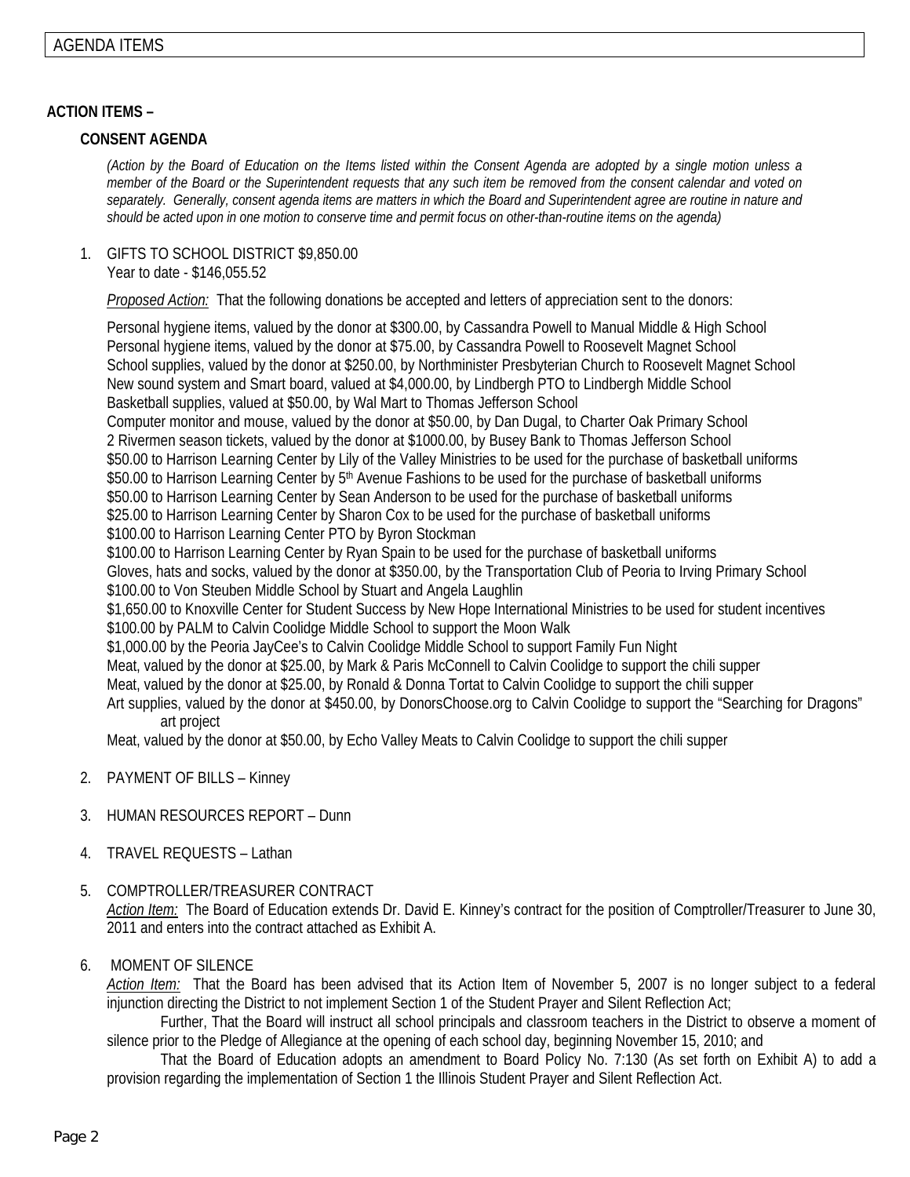AGENDA ITEMS

**ACTION ITEMS –**

**CONSENT AGENDA**

*(Action by the Board of Education on the Items listed within the Consent Agenda are adopted by a single motion unless a member of the Board or the Superintendent requests that any such item be removed from the consent calendar and voted on separately. Generally, consent agenda items are matters in which the Board and Superintendent agree are routine in nature and should be acted upon in one motion to conserve time and permit focus on other-than-routine items on the agenda)*

1. GIFTS TO SCHOOL DISTRICT $9,850.00
   Year to date - $146,055.52

   *Proposed Action:* That the following donations be accepted and letters of appreciation sent to the donors:

   Personal hygiene items, valued by the donor at $300.00, by Cassandra Powell to Manual Middle & High School
   Personal hygiene items, valued by the donor at $75.00, by Cassandra Powell to Roosevelt Magnet School
   School supplies, valued by the donor at $250.00, by Northminister Presbyterian Church to Roosevelt Magnet School
   New sound system and Smart board, valued at $4,000.00, by Lindbergh PTO to Lindbergh Middle School
   Basketball supplies, valued at $50.00, by Wal Mart to Thomas Jefferson School
   Computer monitor and mouse, valued by the donor at $50.00, by Dan Dugal, to Charter Oak Primary School
   2 Rivermen season tickets, valued by the donor at $1000.00, by Busey Bank to Thomas Jefferson School
   $50.00 to Harrison Learning Center by Lily of the Valley Ministries to be used for the purchase of basketball uniforms
   $50.00 to Harrison Learning Center by 5th Avenue Fashions to be used for the purchase of basketball uniforms
   $50.00 to Harrison Learning Center by Sean Anderson to be used for the purchase of basketball uniforms
   $25.00 to Harrison Learning Center by Sharon Cox to be used for the purchase of basketball uniforms
   $100.00 to Harrison Learning Center PTO by Byron Stockman
   $100.00 to Harrison Learning Center by Ryan Spain to be used for the purchase of basketball uniforms
   Gloves, hats and socks, valued by the donor at $350.00, by the Transportation Club of Peoria to Irving Primary School
   $100.00 to Von Steuben Middle School by Stuart and Angela Laughlin
   $1,650.00 to Knoxville Center for Student Success by New Hope International Ministries to be used for student incentives
   $100.00 by PALM to Calvin Coolidge Middle School to support the Moon Walk
   $1,000.00 by the Peoria JayCee's to Calvin Coolidge Middle School to support Family Fun Night
   Meat, valued by the donor at $25.00, by Mark & Paris McConnell to Calvin Coolidge to support the chili supper
   Meat, valued by the donor at $25.00, by Ronald & Donna Tortat to Calvin Coolidge to support the chili supper
   Art supplies, valued by the donor at $450.00, by DonorsChoose.org to Calvin Coolidge to support the "Searching for Dragons" art project
   Meat, valued by the donor at $50.00, by Echo Valley Meats to Calvin Coolidge to support the chili supper

2. PAYMENT OF BILLS – Kinney

3. HUMAN RESOURCES REPORT – Dunn

4. TRAVEL REQUESTS – Lathan

5. COMPTROLLER/TREASURER CONTRACT
   *Action Item:* The Board of Education extends Dr. David E. Kinney's contract for the position of Comptroller/Treasurer to June 30, 2011 and enters into the contract attached as Exhibit A.

6. MOMENT OF SILENCE
   *Action Item:* That the Board has been advised that its Action Item of November 5, 2007 is no longer subject to a federal injunction directing the District to not implement Section 1 of the Student Prayer and Silent Reflection Act;

   Further, That the Board will instruct all school principals and classroom teachers in the District to observe a moment of silence prior to the Pledge of Allegiance at the opening of each school day, beginning November 15, 2010; and

   That the Board of Education adopts an amendment to Board Policy No. 7:130 (As set forth on Exhibit A) to add a provision regarding the implementation of Section 1 the Illinois Student Prayer and Silent Reflection Act.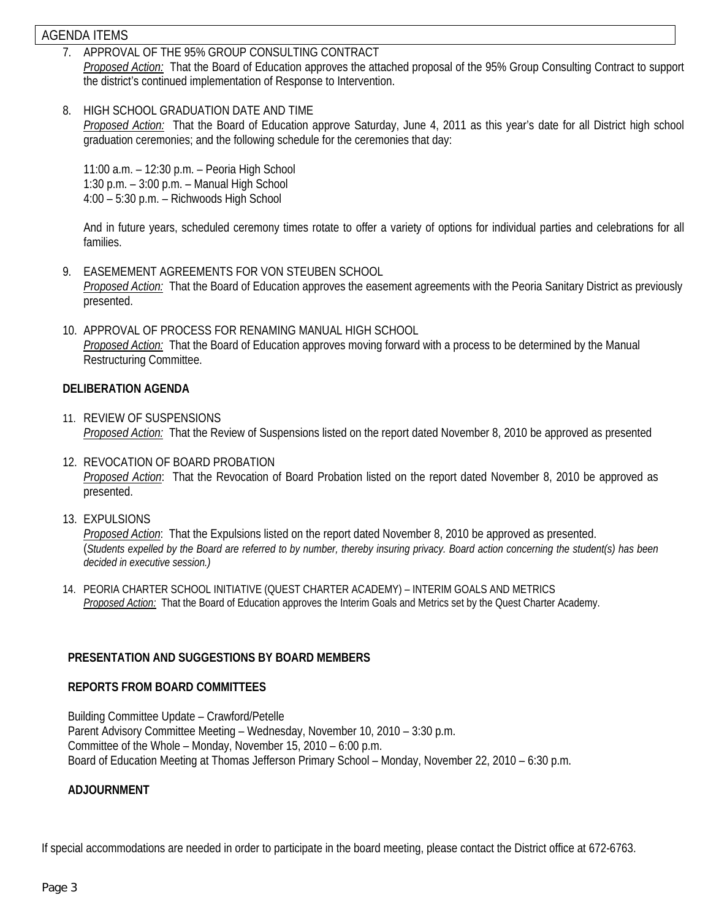AGENDA ITEMS

7. APPROVAL OF THE 95% GROUP CONSULTING CONTRACT
   *Proposed Action:* That the Board of Education approves the attached proposal of the 95% Group Consulting Contract to support the district's continued implementation of Response to Intervention.

8. HIGH SCHOOL GRADUATION DATE AND TIME
   *Proposed Action:* That the Board of Education approve Saturday, June 4, 2011 as this year's date for all District high school graduation ceremonies; and the following schedule for the ceremonies that day:

   11:00 a.m. – 12:30 p.m. – Peoria High School
   1:30 p.m. – 3:00 p.m. – Manual High School
   4:00 – 5:30 p.m. – Richwoods High School

   And in future years, scheduled ceremony times rotate to offer a variety of options for individual parties and celebrations for all families.

9. EASEMEMENT AGREEMENTS FOR VON STEUBEN SCHOOL
   *Proposed Action:* That the Board of Education approves the easement agreements with the Peoria Sanitary District as previously presented.

10. APPROVAL OF PROCESS FOR RENAMING MANUAL HIGH SCHOOL
    *Proposed Action:* That the Board of Education approves moving forward with a process to be determined by the Manual Restructuring Committee.

**DELIBERATION AGENDA**

11. REVIEW OF SUSPENSIONS
    *Proposed Action:* That the Review of Suspensions listed on the report dated November 8, 2010 be approved as presented

12. REVOCATION OF BOARD PROBATION
    *Proposed Action*: That the Revocation of Board Probation listed on the report dated November 8, 2010 be approved as presented.

13. EXPULSIONS
    *Proposed Action*: That the Expulsions listed on the report dated November 8, 2010 be approved as presented.
    (*Students expelled by the Board are referred to by number, thereby insuring privacy. Board action concerning the student(s) has been decided in executive session.)*

14. PEORIA CHARTER SCHOOL INITIATIVE (QUEST CHARTER ACADEMY) – INTERIM GOALS AND METRICS
    *Proposed Action:* That the Board of Education approves the Interim Goals and Metrics set by the Quest Charter Academy.

**PRESENTATION AND SUGGESTIONS BY BOARD MEMBERS**

**REPORTS FROM BOARD COMMITTEES**

Building Committee Update – Crawford/Petelle
Parent Advisory Committee Meeting – Wednesday, November 10, 2010 – 3:30 p.m.
Committee of the Whole – Monday, November 15, 2010 – 6:00 p.m.
Board of Education Meeting at Thomas Jefferson Primary School – Monday, November 22, 2010 – 6:30 p.m.

**ADJOURNMENT**

If special accommodations are needed in order to participate in the board meeting, please contact the District office at 672-6763.